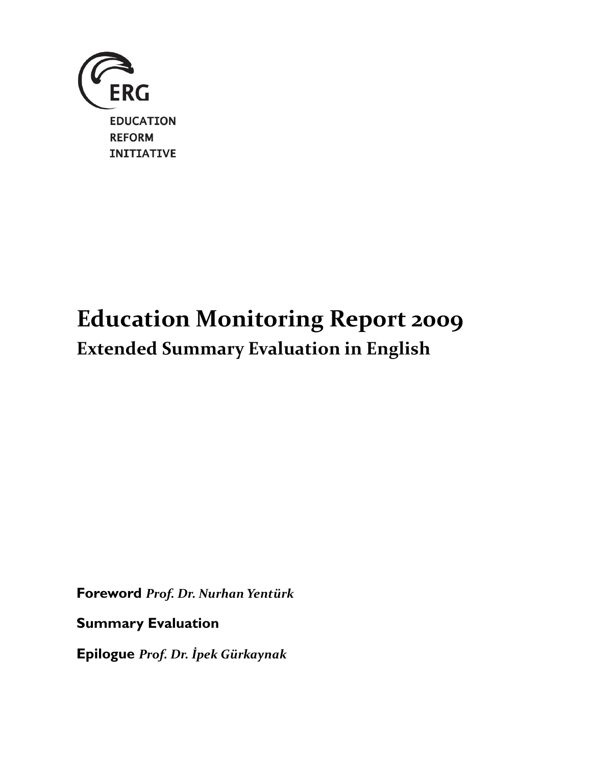ERG

EDUCATION
REFORM
INITIATIVE

# Education Monitoring Report 2009

## Extended Summary Evaluation in English

**Foreword** ***Prof. Dr. Nurhan Yentürk***

**Summary Evaluation**

**Epilogue** ***Prof. Dr. İpek Gürkaynak***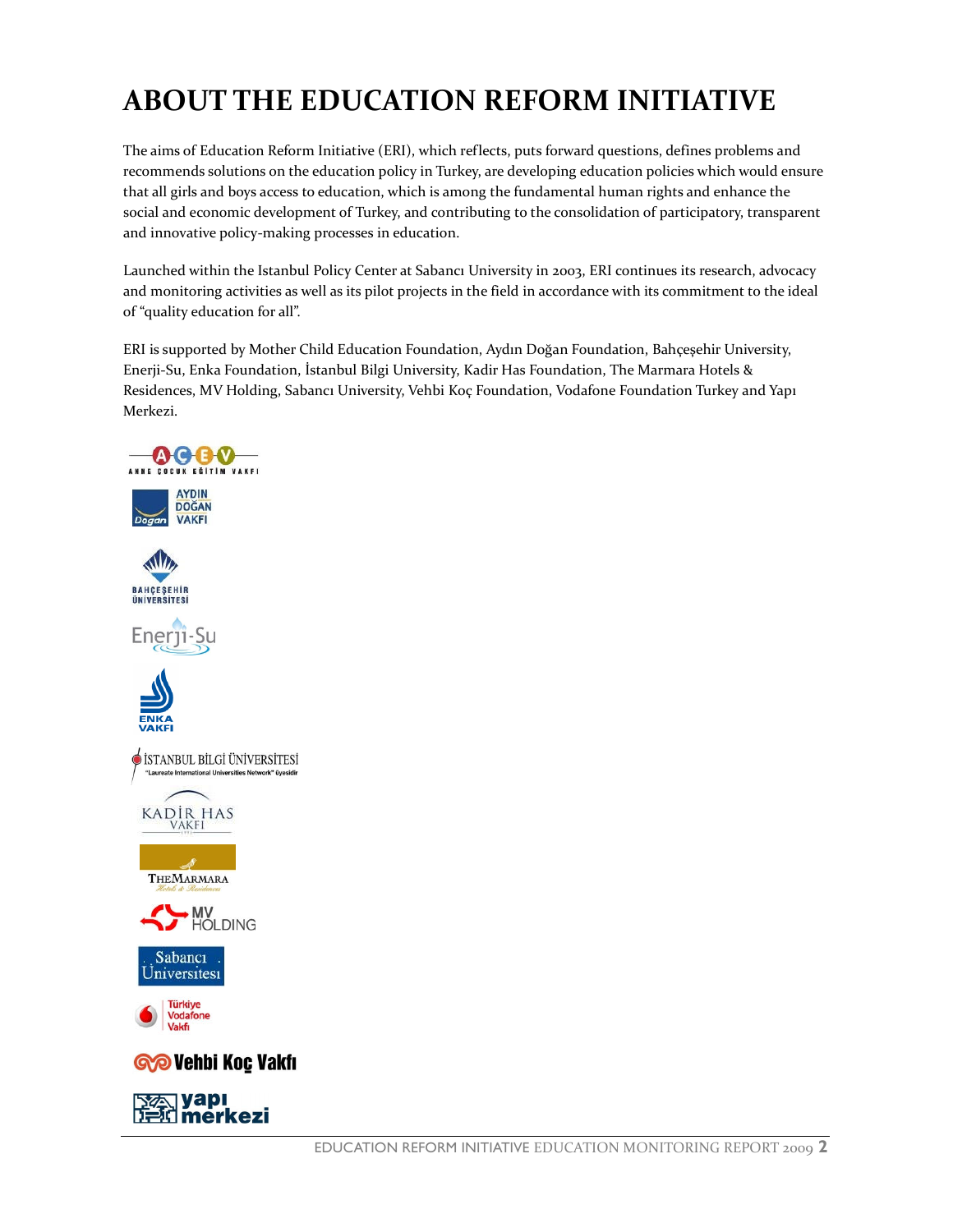# ABOUT THE EDUCATION REFORM INITIATIVE

The aims of Education Reform Initiative (ERI), which reflects, puts forward questions, defines problems and recommends solutions on the education policy in Turkey, are developing education policies which would ensure that all girls and boys access to education, which is among the fundamental human rights and enhance the social and economic development of Turkey, and contributing to the consolidation of participatory, transparent and innovative policy-making processes in education.

Launched within the Istanbul Policy Center at Sabancı University in 2003, ERI continues its research, advocacy and monitoring activities as well as its pilot projects in the field in accordance with its commitment to the ideal of "quality education for all".

ERI is supported by Mother Child Education Foundation, Aydın Doğan Foundation, Bahçeşehir University, Enerji-Su, Enka Foundation, İstanbul Bilgi University, Kadir Has Foundation, The Marmara Hotels & Residences, MV Holding, Sabancı University, Vehbi Koç Foundation, Vodafone Foundation Turkey and Yapı Merkezi.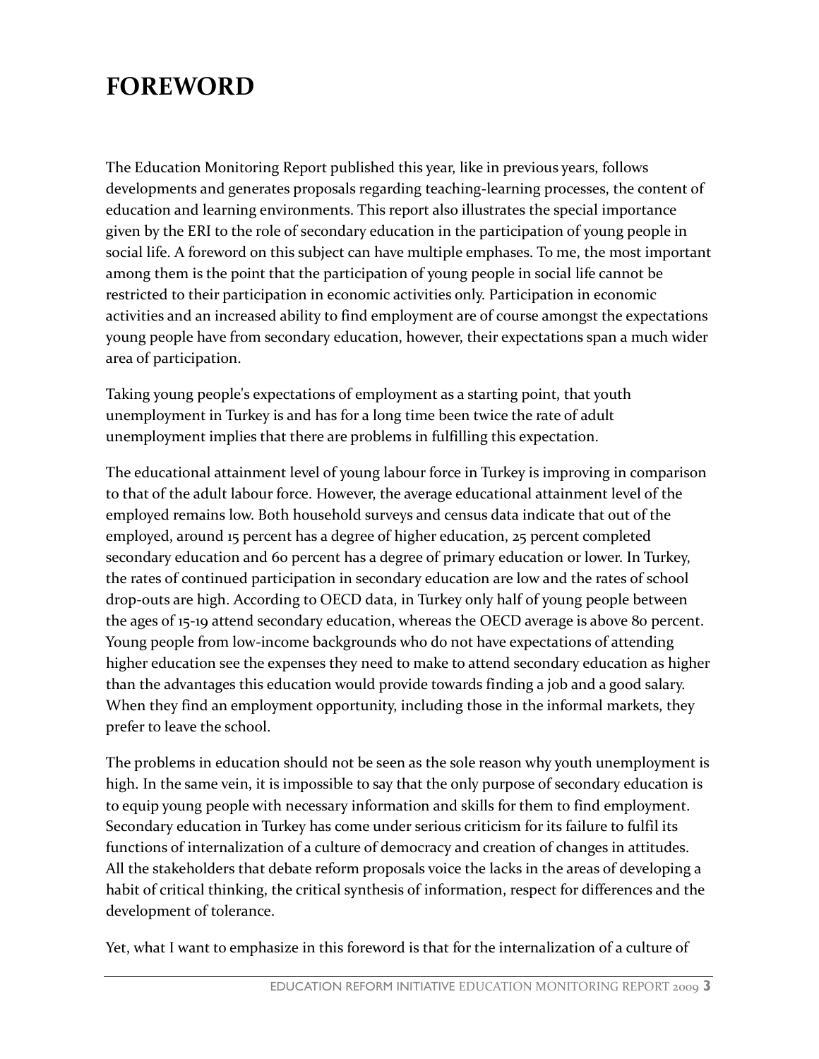# FOREWORD

The Education Monitoring Report published this year, like in previous years, follows developments and generates proposals regarding teaching-learning processes, the content of education and learning environments. This report also illustrates the special importance given by the ERI to the role of secondary education in the participation of young people in social life. A foreword on this subject can have multiple emphases. To me, the most important among them is the point that the participation of young people in social life cannot be restricted to their participation in economic activities only. Participation in economic activities and an increased ability to find employment are of course amongst the expectations young people have from secondary education, however, their expectations span a much wider area of participation.

Taking young people's expectations of employment as a starting point, that youth unemployment in Turkey is and has for a long time been twice the rate of adult unemployment implies that there are problems in fulfilling this expectation.

The educational attainment level of young labour force in Turkey is improving in comparison to that of the adult labour force. However, the average educational attainment level of the employed remains low. Both household surveys and census data indicate that out of the employed, around 15 percent has a degree of higher education, 25 percent completed secondary education and 60 percent has a degree of primary education or lower. In Turkey, the rates of continued participation in secondary education are low and the rates of school drop-outs are high. According to OECD data, in Turkey only half of young people between the ages of 15-19 attend secondary education, whereas the OECD average is above 80 percent. Young people from low-income backgrounds who do not have expectations of attending higher education see the expenses they need to make to attend secondary education as higher than the advantages this education would provide towards finding a job and a good salary. When they find an employment opportunity, including those in the informal markets, they prefer to leave the school.

The problems in education should not be seen as the sole reason why youth unemployment is high. In the same vein, it is impossible to say that the only purpose of secondary education is to equip young people with necessary information and skills for them to find employment. Secondary education in Turkey has come under serious criticism for its failure to fulfil its functions of internalization of a culture of democracy and creation of changes in attitudes. All the stakeholders that debate reform proposals voice the lacks in the areas of developing a habit of critical thinking, the critical synthesis of information, respect for differences and the development of tolerance.

Yet, what I want to emphasize in this foreword is that for the internalization of a culture of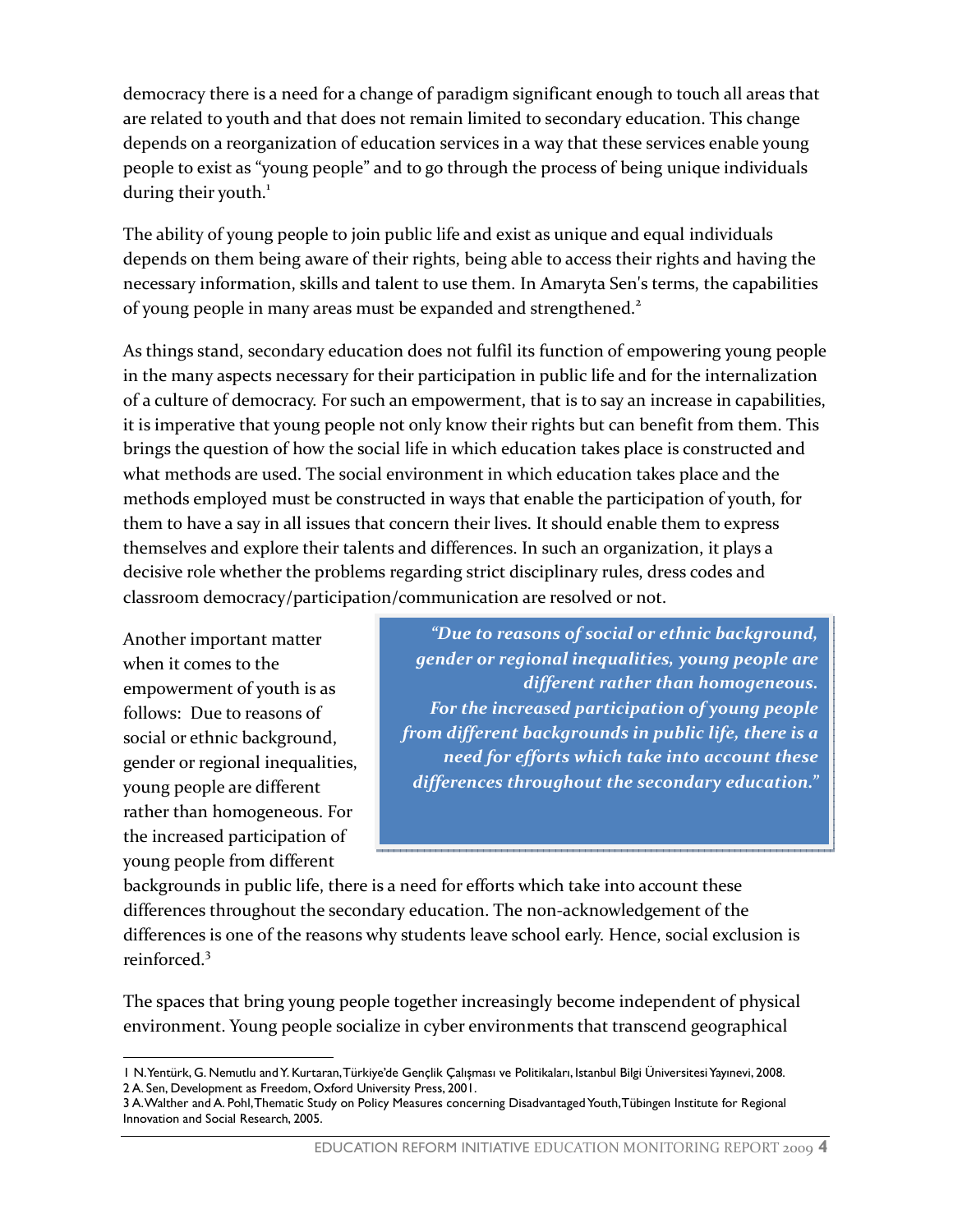democracy there is a need for a change of paradigm significant enough to touch all areas that are related to youth and that does not remain limited to secondary education. This change depends on a reorganization of education services in a way that these services enable young people to exist as "young people" and to go through the process of being unique individuals during their youth.[1]

The ability of young people to join public life and exist as unique and equal individuals depends on them being aware of their rights, being able to access their rights and having the necessary information, skills and talent to use them. In Amaryta Sen's terms, the capabilities of young people in many areas must be expanded and strengthened.[2]

As things stand, secondary education does not fulfil its function of empowering young people in the many aspects necessary for their participation in public life and for the internalization of a culture of democracy. For such an empowerment, that is to say an increase in capabilities, it is imperative that young people not only know their rights but can benefit from them. This brings the question of how the social life in which education takes place is constructed and what methods are used. The social environment in which education takes place and the methods employed must be constructed in ways that enable the participation of youth, for them to have a say in all issues that concern their lives. It should enable them to express themselves and explore their talents and differences. In such an organization, it plays a decisive role whether the problems regarding strict disciplinary rules, dress codes and classroom democracy/participation/communication are resolved or not.

> ***"Due to reasons of social or ethnic background, gender or regional inequalities, young people are different rather than homogeneous. For the increased participation of young people from different backgrounds in public life, there is a need for efforts which take into account these differences throughout the secondary education."***

Another important matter when it comes to the empowerment of youth is as follows: Due to reasons of social or ethnic background, gender or regional inequalities, young people are different rather than homogeneous. For the increased participation of young people from different backgrounds in public life, there is a need for efforts which take into account these differences throughout the secondary education. The non-acknowledgement of the differences is one of the reasons why students leave school early. Hence, social exclusion is reinforced.[3]

The spaces that bring young people together increasingly become independent of physical environment. Young people socialize in cyber environments that transcend geographical

---

1 N. Yentürk, G. Nemutlu and Y. Kurtaran, Türkiye'de Gençlik Çalışması ve Politikaları, Istanbul Bilgi Üniversitesi Yayınevi, 2008.
2 A. Sen, Development as Freedom, Oxford University Press, 2001.
3 A. Walther and A. Pohl, Thematic Study on Policy Measures concerning Disadvantaged Youth, Tübingen Institute for Regional Innovation and Social Research, 2005.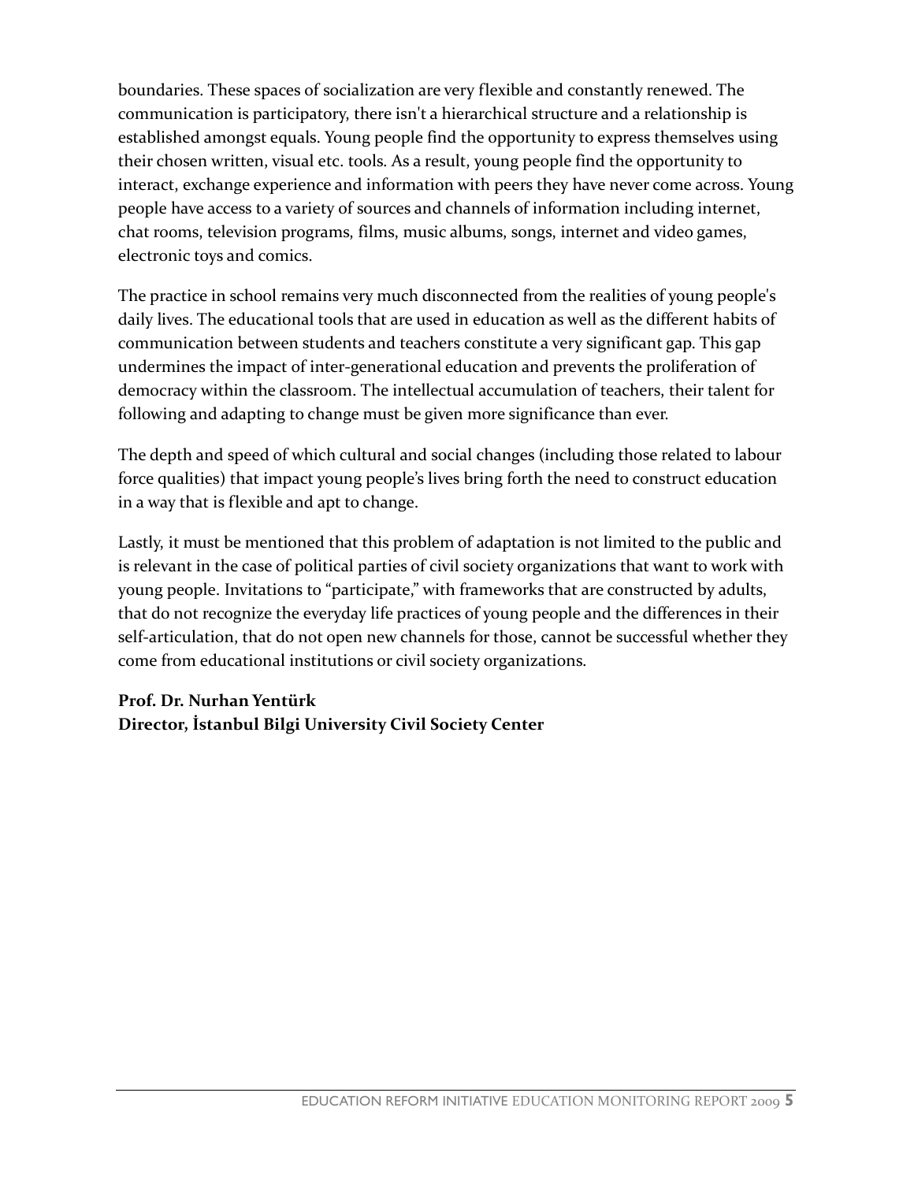boundaries. These spaces of socialization are very flexible and constantly renewed. The communication is participatory, there isn't a hierarchical structure and a relationship is established amongst equals. Young people find the opportunity to express themselves using their chosen written, visual etc. tools. As a result, young people find the opportunity to interact, exchange experience and information with peers they have never come across. Young people have access to a variety of sources and channels of information including internet, chat rooms, television programs, films, music albums, songs, internet and video games, electronic toys and comics.

The practice in school remains very much disconnected from the realities of young people's daily lives. The educational tools that are used in education as well as the different habits of communication between students and teachers constitute a very significant gap. This gap undermines the impact of inter-generational education and prevents the proliferation of democracy within the classroom. The intellectual accumulation of teachers, their talent for following and adapting to change must be given more significance than ever.

The depth and speed of which cultural and social changes (including those related to labour force qualities) that impact young people's lives bring forth the need to construct education in a way that is flexible and apt to change.

Lastly, it must be mentioned that this problem of adaptation is not limited to the public and is relevant in the case of political parties of civil society organizations that want to work with young people. Invitations to "participate," with frameworks that are constructed by adults, that do not recognize the everyday life practices of young people and the differences in their self-articulation, that do not open new channels for those, cannot be successful whether they come from educational institutions or civil society organizations.

**Prof. Dr. Nurhan Yentürk**
**Director, İstanbul Bilgi University Civil Society Center**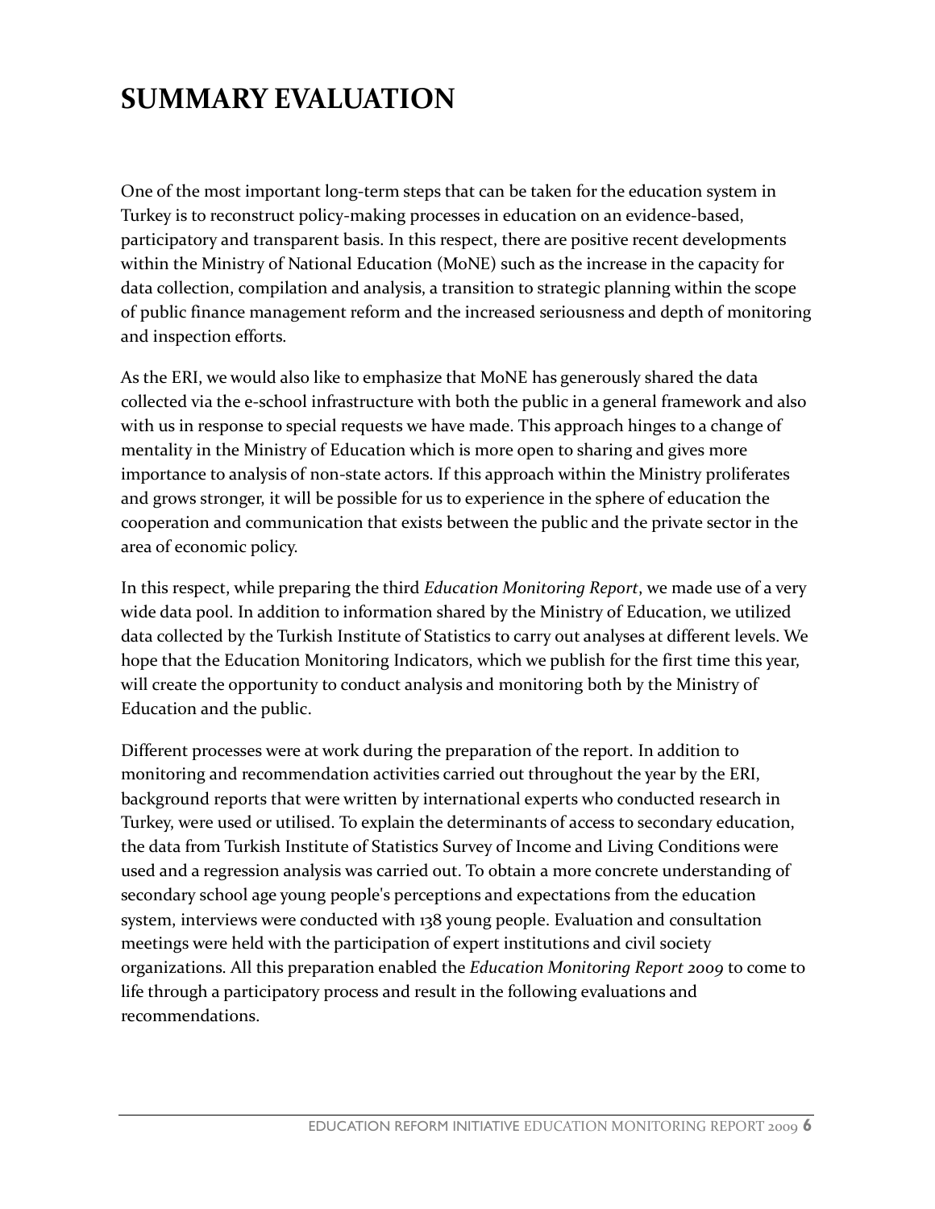# SUMMARY EVALUATION

One of the most important long-term steps that can be taken for the education system in Turkey is to reconstruct policy-making processes in education on an evidence-based, participatory and transparent basis. In this respect, there are positive recent developments within the Ministry of National Education (MoNE) such as the increase in the capacity for data collection, compilation and analysis, a transition to strategic planning within the scope of public finance management reform and the increased seriousness and depth of monitoring and inspection efforts.

As the ERI, we would also like to emphasize that MoNE has generously shared the data collected via the e-school infrastructure with both the public in a general framework and also with us in response to special requests we have made. This approach hinges to a change of mentality in the Ministry of Education which is more open to sharing and gives more importance to analysis of non-state actors. If this approach within the Ministry proliferates and grows stronger, it will be possible for us to experience in the sphere of education the cooperation and communication that exists between the public and the private sector in the area of economic policy.

In this respect, while preparing the third *Education Monitoring Report*, we made use of a very wide data pool. In addition to information shared by the Ministry of Education, we utilized data collected by the Turkish Institute of Statistics to carry out analyses at different levels. We hope that the Education Monitoring Indicators, which we publish for the first time this year, will create the opportunity to conduct analysis and monitoring both by the Ministry of Education and the public.

Different processes were at work during the preparation of the report. In addition to monitoring and recommendation activities carried out throughout the year by the ERI, background reports that were written by international experts who conducted research in Turkey, were used or utilised. To explain the determinants of access to secondary education, the data from Turkish Institute of Statistics Survey of Income and Living Conditions were used and a regression analysis was carried out. To obtain a more concrete understanding of secondary school age young people's perceptions and expectations from the education system, interviews were conducted with 138 young people. Evaluation and consultation meetings were held with the participation of expert institutions and civil society organizations. All this preparation enabled the *Education Monitoring Report 2009* to come to life through a participatory process and result in the following evaluations and recommendations.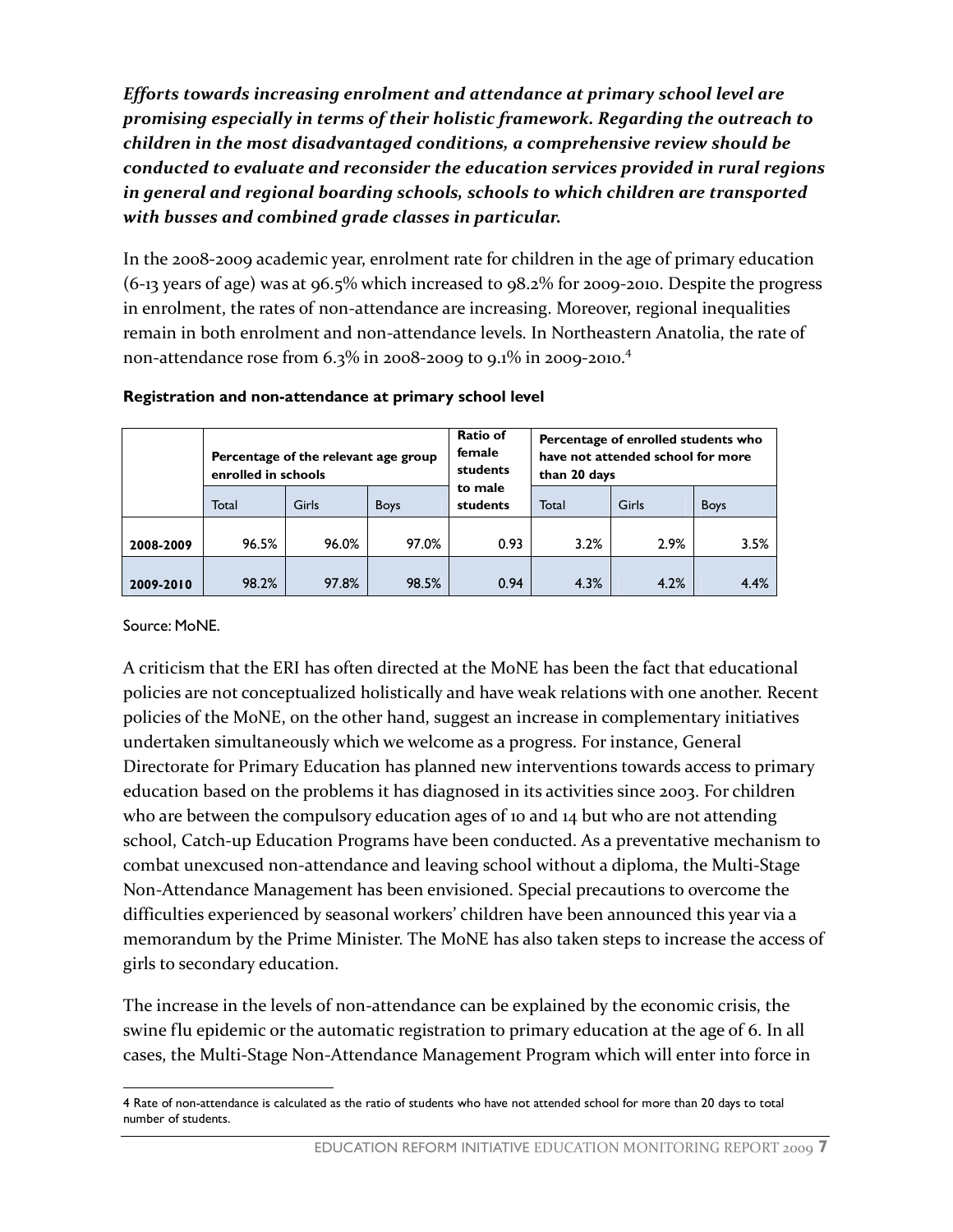***Efforts towards increasing enrolment and attendance at primary school level are promising especially in terms of their holistic framework. Regarding the outreach to children in the most disadvantaged conditions, a comprehensive review should be conducted to evaluate and reconsider the education services provided in rural regions in general and regional boarding schools, schools to which children are transported with busses and combined grade classes in particular.***

In the 2008-2009 academic year, enrolment rate for children in the age of primary education (6-13 years of age) was at 96.5% which increased to 98.2% for 2009-2010. Despite the progress in enrolment, the rates of non-attendance are increasing. Moreover, regional inequalities remain in both enrolment and non-attendance levels. In Northeastern Anatolia, the rate of non-attendance rose from 6.3% in 2008-2009 to 9.1% in 2009-2010.[4]

**Registration and non-attendance at primary school level**

| | Percentage of the relevant age group enrolled in schools | | | Ratio of female students to male students | Percentage of enrolled students who have not attended school for more than 20 days | | |
|---|---|---|---|---|---|---|---|
| | Total | Girls | Boys | | Total | Girls | Boys |
| **2008-2009** | 96.5% | 96.0% | 97.0% | 0.93 | 3.2% | 2.9% | 3.5% |
| **2009-2010** | 98.2% | 97.8% | 98.5% | 0.94 | 4.3% | 4.2% | 4.4% |

Source: MoNE.

A criticism that the ERI has often directed at the MoNE has been the fact that educational policies are not conceptualized holistically and have weak relations with one another. Recent policies of the MoNE, on the other hand, suggest an increase in complementary initiatives undertaken simultaneously which we welcome as a progress. For instance, General Directorate for Primary Education has planned new interventions towards access to primary education based on the problems it has diagnosed in its activities since 2003. For children who are between the compulsory education ages of 10 and 14 but who are not attending school, Catch-up Education Programs have been conducted. As a preventative mechanism to combat unexcused non-attendance and leaving school without a diploma, the Multi-Stage Non-Attendance Management has been envisioned. Special precautions to overcome the difficulties experienced by seasonal workers' children have been announced this year via a memorandum by the Prime Minister. The MoNE has also taken steps to increase the access of girls to secondary education.

The increase in the levels of non-attendance can be explained by the economic crisis, the swine flu epidemic or the automatic registration to primary education at the age of 6. In all cases, the Multi-Stage Non-Attendance Management Program which will enter into force in

---

4 Rate of non-attendance is calculated as the ratio of students who have not attended school for more than 20 days to total number of students.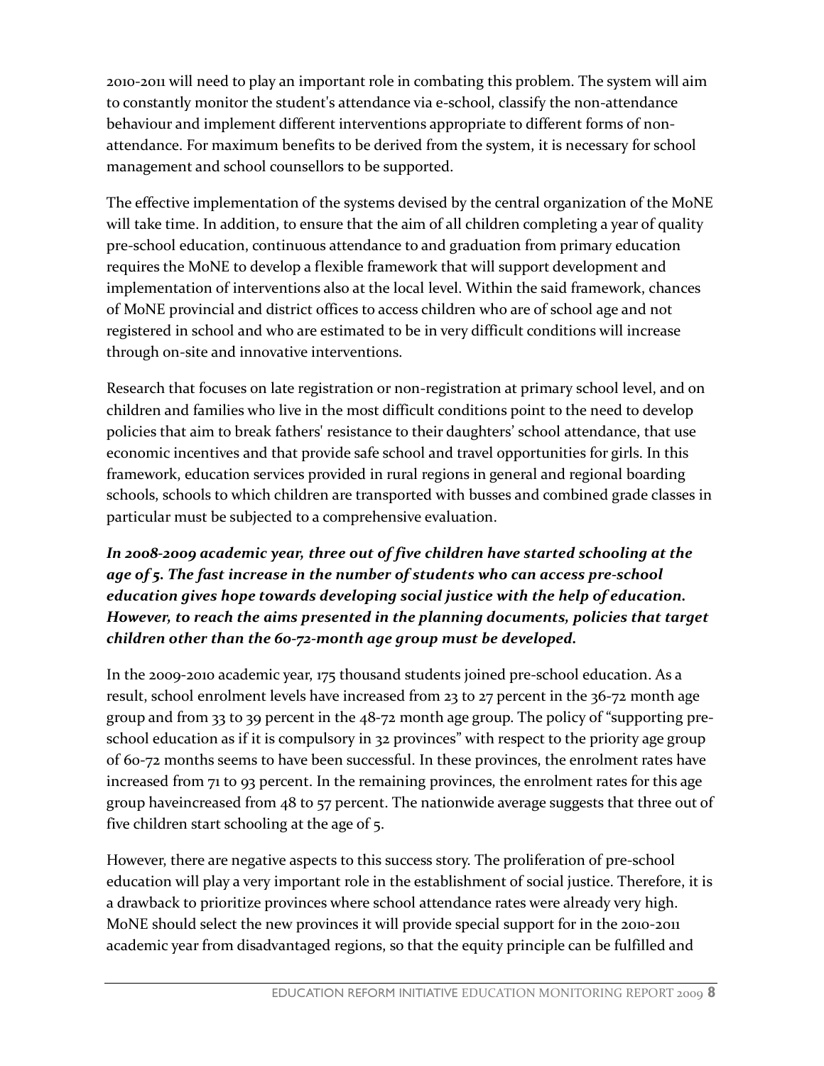2010-2011 will need to play an important role in combating this problem. The system will aim to constantly monitor the student's attendance via e-school, classify the non-attendance behaviour and implement different interventions appropriate to different forms of non-attendance. For maximum benefits to be derived from the system, it is necessary for school management and school counsellors to be supported.

The effective implementation of the systems devised by the central organization of the MoNE will take time. In addition, to ensure that the aim of all children completing a year of quality pre-school education, continuous attendance to and graduation from primary education requires the MoNE to develop a flexible framework that will support development and implementation of interventions also at the local level. Within the said framework, chances of MoNE provincial and district offices to access children who are of school age and not registered in school and who are estimated to be in very difficult conditions will increase through on-site and innovative interventions.

Research that focuses on late registration or non-registration at primary school level, and on children and families who live in the most difficult conditions point to the need to develop policies that aim to break fathers' resistance to their daughters' school attendance, that use economic incentives and that provide safe school and travel opportunities for girls. In this framework, education services provided in rural regions in general and regional boarding schools, schools to which children are transported with busses and combined grade classes in particular must be subjected to a comprehensive evaluation.

***In 2008-2009 academic year, three out of five children have started schooling at the age of 5. The fast increase in the number of students who can access pre-school education gives hope towards developing social justice with the help of education. However, to reach the aims presented in the planning documents, policies that target children other than the 60-72-month age group must be developed.***

In the 2009-2010 academic year, 175 thousand students joined pre-school education. As a result, school enrolment levels have increased from 23 to 27 percent in the 36-72 month age group and from 33 to 39 percent in the 48-72 month age group. The policy of "supporting pre-school education as if it is compulsory in 32 provinces" with respect to the priority age group of 60-72 months seems to have been successful. In these provinces, the enrolment rates have increased from 71 to 93 percent. In the remaining provinces, the enrolment rates for this age group haveincreased from 48 to 57 percent. The nationwide average suggests that three out of five children start schooling at the age of 5.

However, there are negative aspects to this success story. The proliferation of pre-school education will play a very important role in the establishment of social justice. Therefore, it is a drawback to prioritize provinces where school attendance rates were already very high. MoNE should select the new provinces it will provide special support for in the 2010-2011 academic year from disadvantaged regions, so that the equity principle can be fulfilled and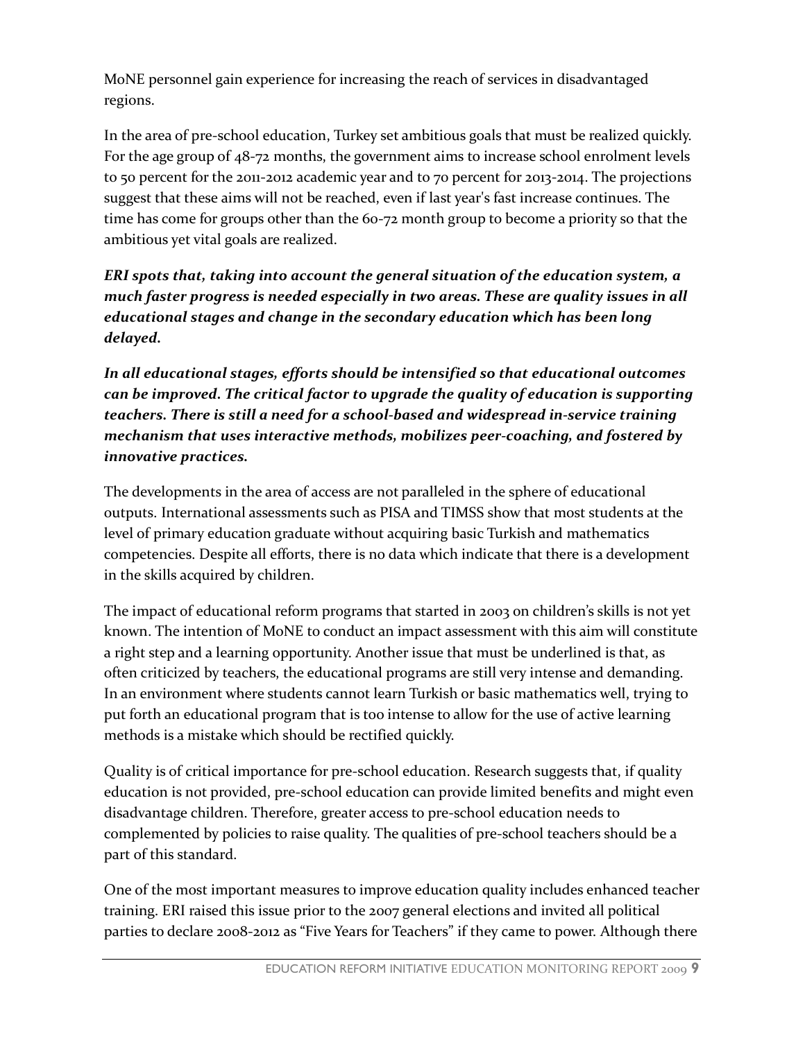MoNE personnel gain experience for increasing the reach of services in disadvantaged regions.

In the area of pre-school education, Turkey set ambitious goals that must be realized quickly. For the age group of 48-72 months, the government aims to increase school enrolment levels to 50 percent for the 2011-2012 academic year and to 70 percent for 2013-2014. The projections suggest that these aims will not be reached, even if last year's fast increase continues. The time has come for groups other than the 60-72 month group to become a priority so that the ambitious yet vital goals are realized.

***ERI spots that, taking into account the general situation of the education system, a much faster progress is needed especially in two areas. These are quality issues in all educational stages and change in the secondary education which has been long delayed.***

***In all educational stages, efforts should be intensified so that educational outcomes can be improved. The critical factor to upgrade the quality of education is supporting teachers. There is still a need for a school-based and widespread in-service training mechanism that uses interactive methods, mobilizes peer-coaching, and fostered by innovative practices.***

The developments in the area of access are not paralleled in the sphere of educational outputs. International assessments such as PISA and TIMSS show that most students at the level of primary education graduate without acquiring basic Turkish and mathematics competencies. Despite all efforts, there is no data which indicate that there is a development in the skills acquired by children.

The impact of educational reform programs that started in 2003 on children's skills is not yet known. The intention of MoNE to conduct an impact assessment with this aim will constitute a right step and a learning opportunity. Another issue that must be underlined is that, as often criticized by teachers, the educational programs are still very intense and demanding. In an environment where students cannot learn Turkish or basic mathematics well, trying to put forth an educational program that is too intense to allow for the use of active learning methods is a mistake which should be rectified quickly.

Quality is of critical importance for pre-school education. Research suggests that, if quality education is not provided, pre-school education can provide limited benefits and might even disadvantage children. Therefore, greater access to pre-school education needs to complemented by policies to raise quality. The qualities of pre-school teachers should be a part of this standard.

One of the most important measures to improve education quality includes enhanced teacher training. ERI raised this issue prior to the 2007 general elections and invited all political parties to declare 2008-2012 as "Five Years for Teachers" if they came to power. Although there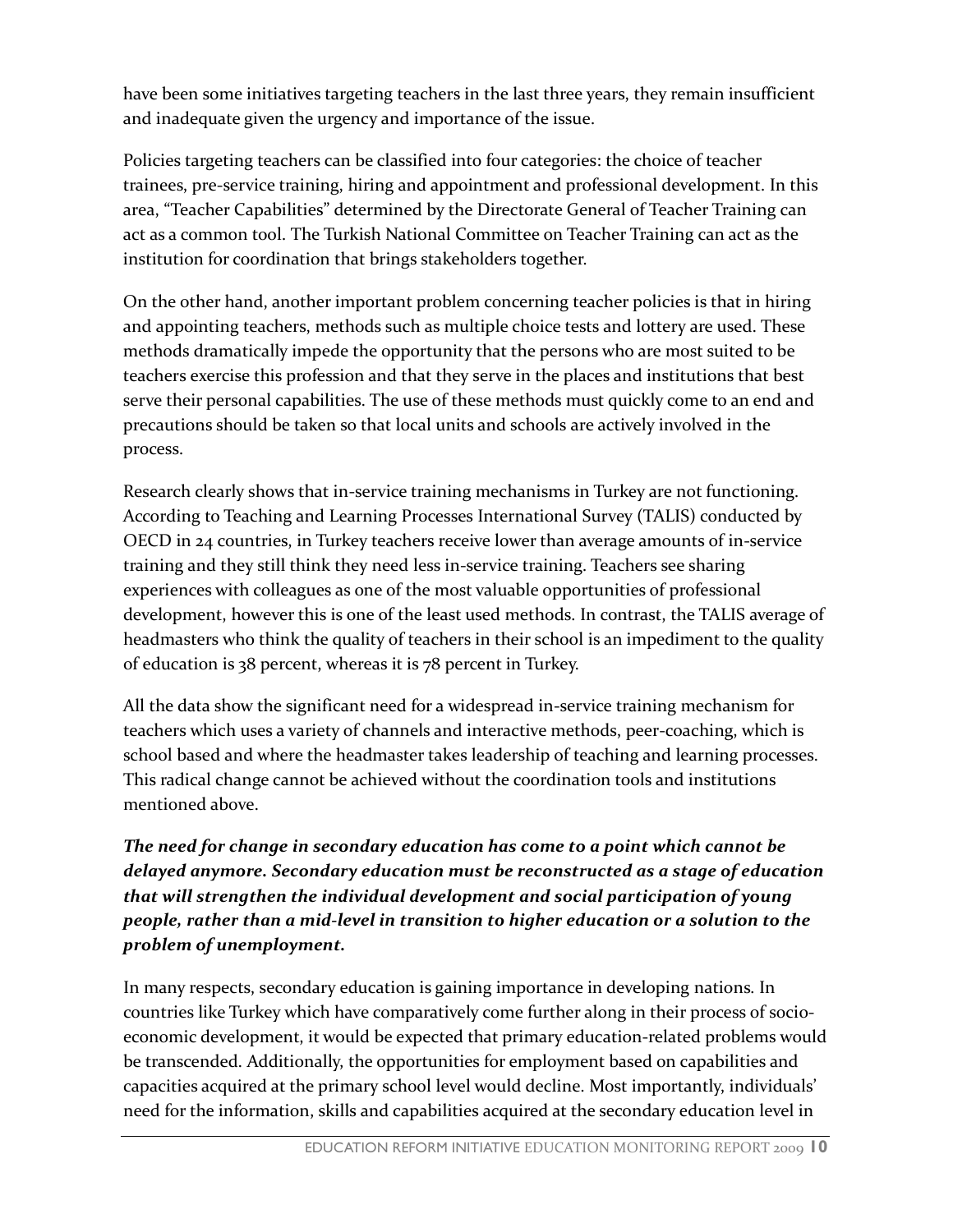have been some initiatives targeting teachers in the last three years, they remain insufficient and inadequate given the urgency and importance of the issue.

Policies targeting teachers can be classified into four categories: the choice of teacher trainees, pre-service training, hiring and appointment and professional development. In this area, "Teacher Capabilities" determined by the Directorate General of Teacher Training can act as a common tool. The Turkish National Committee on Teacher Training can act as the institution for coordination that brings stakeholders together.

On the other hand, another important problem concerning teacher policies is that in hiring and appointing teachers, methods such as multiple choice tests and lottery are used. These methods dramatically impede the opportunity that the persons who are most suited to be teachers exercise this profession and that they serve in the places and institutions that best serve their personal capabilities. The use of these methods must quickly come to an end and precautions should be taken so that local units and schools are actively involved in the process.

Research clearly shows that in-service training mechanisms in Turkey are not functioning. According to Teaching and Learning Processes International Survey (TALIS) conducted by OECD in 24 countries, in Turkey teachers receive lower than average amounts of in-service training and they still think they need less in-service training. Teachers see sharing experiences with colleagues as one of the most valuable opportunities of professional development, however this is one of the least used methods. In contrast, the TALIS average of headmasters who think the quality of teachers in their school is an impediment to the quality of education is 38 percent, whereas it is 78 percent in Turkey.

All the data show the significant need for a widespread in-service training mechanism for teachers which uses a variety of channels and interactive methods, peer-coaching, which is school based and where the headmaster takes leadership of teaching and learning processes. This radical change cannot be achieved without the coordination tools and institutions mentioned above.

***The need for change in secondary education has come to a point which cannot be delayed anymore. Secondary education must be reconstructed as a stage of education that will strengthen the individual development and social participation of young people, rather than a mid-level in transition to higher education or a solution to the problem of unemployment.***

In many respects, secondary education is gaining importance in developing nations. In countries like Turkey which have comparatively come further along in their process of socio-economic development, it would be expected that primary education-related problems would be transcended. Additionally, the opportunities for employment based on capabilities and capacities acquired at the primary school level would decline. Most importantly, individuals' need for the information, skills and capabilities acquired at the secondary education level in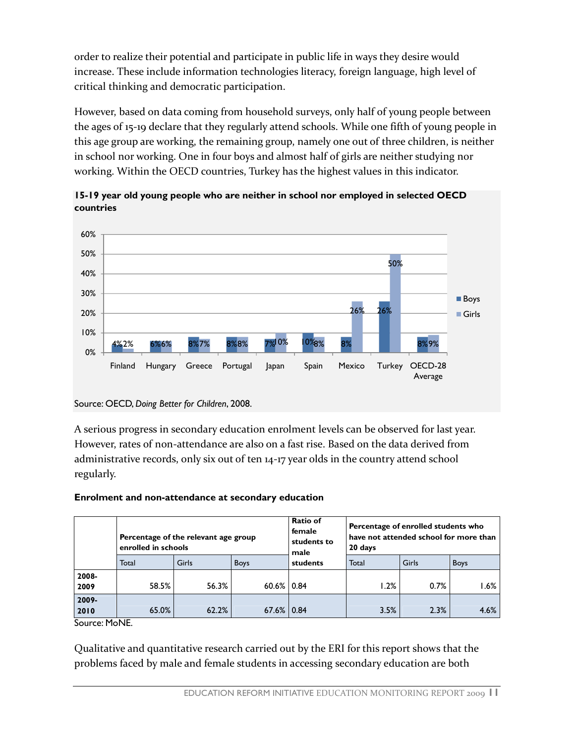order to realize their potential and participate in public life in ways they desire would increase. These include information technologies literacy, foreign language, high level of critical thinking and democratic participation.

However, based on data coming from household surveys, only half of young people between the ages of 15-19 declare that they regularly attend schools. While one fifth of young people in this age group are working, the remaining group, namely one out of three children, is neither in school nor working. One in four boys and almost half of girls are neither studying nor working. Within the OECD countries, Turkey has the highest values in this indicator.

**15-19 year old young people who are neither in school nor employed in selected OECD countries**

| | Boys | Girls |
|---|---|---|
| Finland | 4% | 2% |
| Hungary | 6% | 6% |
| Greece | 8% | 7% |
| Portugal | 8% | 8% |
| Japan | 7% | 10% |
| Spain | 10% | 8% |
| Mexico | 8% | 26% |
| Turkey | 26% | 50% |
| OECD-28 Average | 8% | 9% |

Source: OECD, *Doing Better for Children*, 2008.

A serious progress in secondary education enrolment levels can be observed for last year. However, rates of non-attendance are also on a fast rise. Based on the data derived from administrative records, only six out of ten 14-17 year olds in the country attend school regularly.

**Enrolment and non-attendance at secondary education**

| | Percentage of the relevant age group enrolled in schools | | | Ratio of female students to male students | Percentage of enrolled students who have not attended school for more than 20 days | | |
|---|---|---|---|---|---|---|---|
| | Total | Girls | Boys | | Total | Girls | Boys |
| 2008-2009 | 58.5% | 56.3% | 60.6% | 0.84 | 1.2% | 0.7% | 1.6% |
| 2009-2010 | 65.0% | 62.2% | 67.6% | 0.84 | 3.5% | 2.3% | 4.6% |

Source: MoNE.

Qualitative and quantitative research carried out by the ERI for this report shows that the problems faced by male and female students in accessing secondary education are both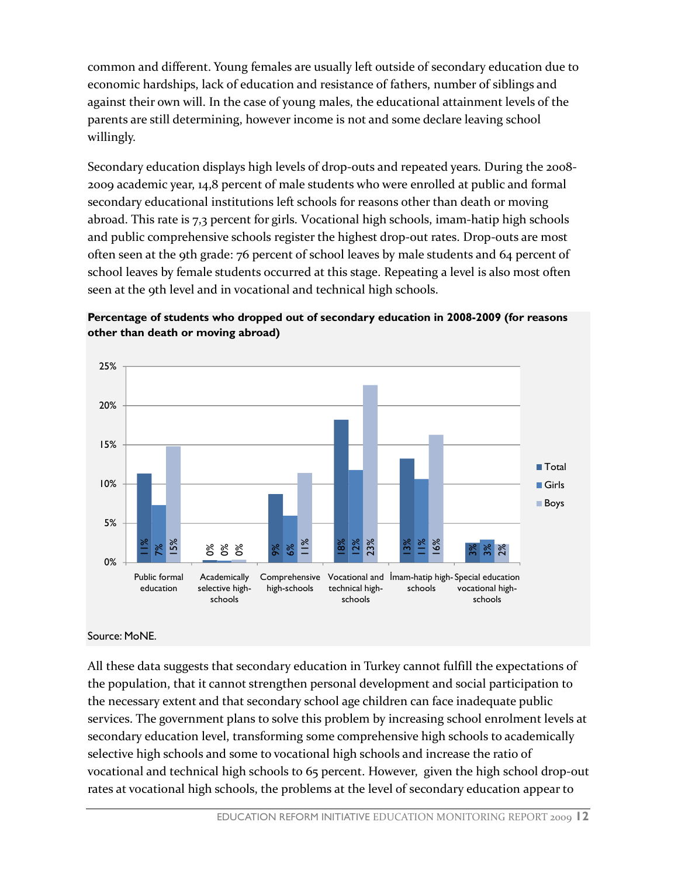common and different. Young females are usually left outside of secondary education due to economic hardships, lack of education and resistance of fathers, number of siblings and against their own will. In the case of young males, the educational attainment levels of the parents are still determining, however income is not and some declare leaving school willingly.

Secondary education displays high levels of drop-outs and repeated years. During the 2008-2009 academic year, 14,8 percent of male students who were enrolled at public and formal secondary educational institutions left schools for reasons other than death or moving abroad. This rate is 7,3 percent for girls. Vocational high schools, imam-hatip high schools and public comprehensive schools register the highest drop-out rates. Drop-outs are most often seen at the 9th grade: 76 percent of school leaves by male students and 64 percent of school leaves by female students occurred at this stage. Repeating a level is also most often seen at the 9th level and in vocational and technical high schools.

**Percentage of students who dropped out of secondary education in 2008-2009 (for reasons other than death or moving abroad)**

| | Total | Girls | Boys |
|---|---|---|---|
| Public formal education | 11% | 7% | 15% |
| Academically selective high-schools | 0% | 0% | 0% |
| Comprehensive high-schools | 9% | 6% | 11% |
| Vocational and technical high-schools | 18% | 12% | 23% |
| İmam-hatip high-schools | 13% | 11% | 16% |
| Special education vocational high-schools | 3% | 3% | 2% |

Source: MoNE.

All these data suggests that secondary education in Turkey cannot fulfill the expectations of the population, that it cannot strengthen personal development and social participation to the necessary extent and that secondary school age children can face inadequate public services. The government plans to solve this problem by increasing school enrolment levels at secondary education level, transforming some comprehensive high schools to academically selective high schools and some to vocational high schools and increase the ratio of vocational and technical high schools to 65 percent. However, given the high school drop-out rates at vocational high schools, the problems at the level of secondary education appear to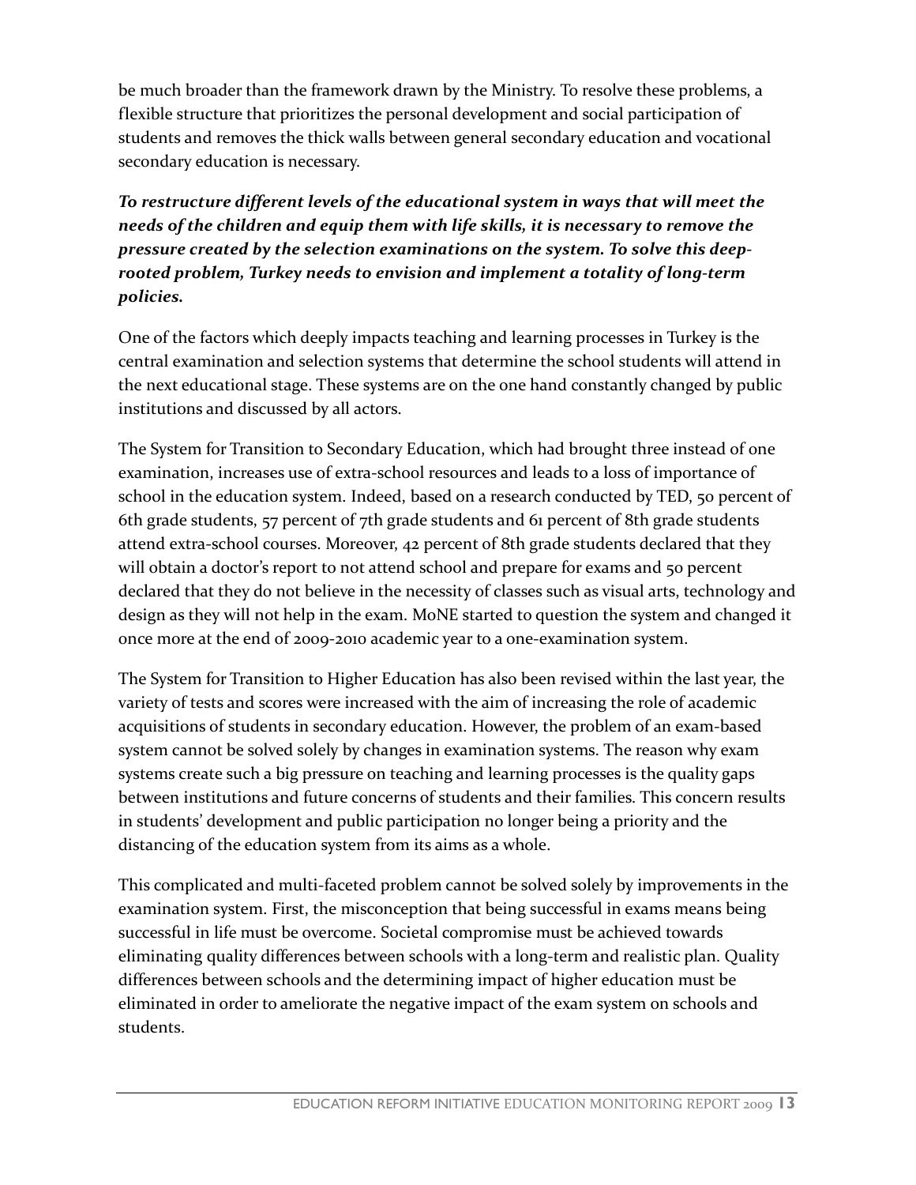be much broader than the framework drawn by the Ministry. To resolve these problems, a flexible structure that prioritizes the personal development and social participation of students and removes the thick walls between general secondary education and vocational secondary education is necessary.

***To restructure different levels of the educational system in ways that will meet the needs of the children and equip them with life skills, it is necessary to remove the pressure created by the selection examinations on the system. To solve this deep-rooted problem, Turkey needs to envision and implement a totality of long-term policies.***

One of the factors which deeply impacts teaching and learning processes in Turkey is the central examination and selection systems that determine the school students will attend in the next educational stage. These systems are on the one hand constantly changed by public institutions and discussed by all actors.

The System for Transition to Secondary Education, which had brought three instead of one examination, increases use of extra-school resources and leads to a loss of importance of school in the education system. Indeed, based on a research conducted by TED, 50 percent of 6th grade students, 57 percent of 7th grade students and 61 percent of 8th grade students attend extra-school courses. Moreover, 42 percent of 8th grade students declared that they will obtain a doctor's report to not attend school and prepare for exams and 50 percent declared that they do not believe in the necessity of classes such as visual arts, technology and design as they will not help in the exam. MoNE started to question the system and changed it once more at the end of 2009-2010 academic year to a one-examination system.

The System for Transition to Higher Education has also been revised within the last year, the variety of tests and scores were increased with the aim of increasing the role of academic acquisitions of students in secondary education. However, the problem of an exam-based system cannot be solved solely by changes in examination systems. The reason why exam systems create such a big pressure on teaching and learning processes is the quality gaps between institutions and future concerns of students and their families. This concern results in students' development and public participation no longer being a priority and the distancing of the education system from its aims as a whole.

This complicated and multi-faceted problem cannot be solved solely by improvements in the examination system. First, the misconception that being successful in exams means being successful in life must be overcome. Societal compromise must be achieved towards eliminating quality differences between schools with a long-term and realistic plan. Quality differences between schools and the determining impact of higher education must be eliminated in order to ameliorate the negative impact of the exam system on schools and students.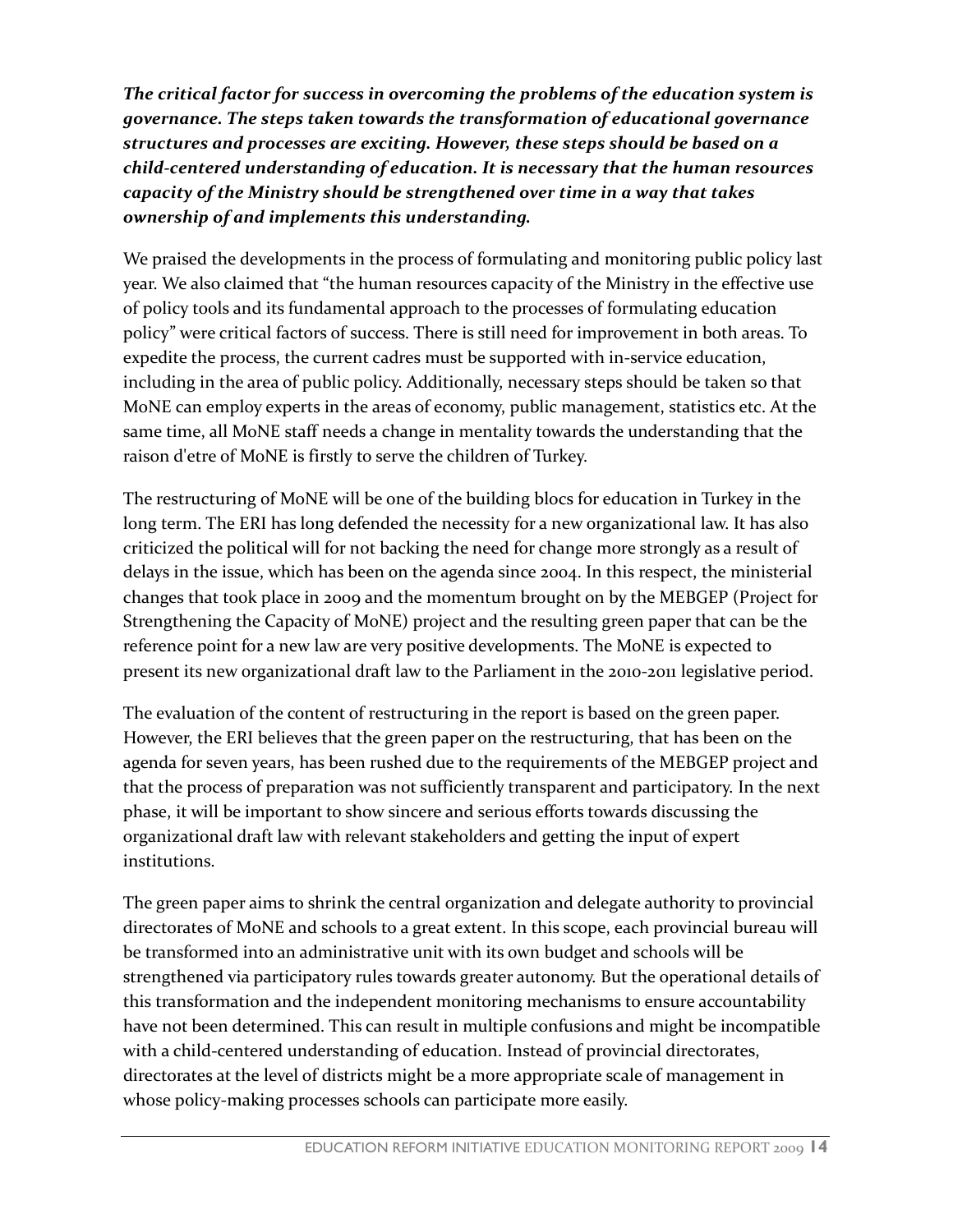***The critical factor for success in overcoming the problems of the education system is governance. The steps taken towards the transformation of educational governance structures and processes are exciting. However, these steps should be based on a child-centered understanding of education. It is necessary that the human resources capacity of the Ministry should be strengthened over time in a way that takes ownership of and implements this understanding.***

We praised the developments in the process of formulating and monitoring public policy last year. We also claimed that "the human resources capacity of the Ministry in the effective use of policy tools and its fundamental approach to the processes of formulating education policy" were critical factors of success. There is still need for improvement in both areas. To expedite the process, the current cadres must be supported with in-service education, including in the area of public policy. Additionally, necessary steps should be taken so that MoNE can employ experts in the areas of economy, public management, statistics etc. At the same time, all MoNE staff needs a change in mentality towards the understanding that the raison d'etre of MoNE is firstly to serve the children of Turkey.

The restructuring of MoNE will be one of the building blocs for education in Turkey in the long term. The ERI has long defended the necessity for a new organizational law. It has also criticized the political will for not backing the need for change more strongly as a result of delays in the issue, which has been on the agenda since 2004. In this respect, the ministerial changes that took place in 2009 and the momentum brought on by the MEBGEP (Project for Strengthening the Capacity of MoNE) project and the resulting green paper that can be the reference point for a new law are very positive developments. The MoNE is expected to present its new organizational draft law to the Parliament in the 2010-2011 legislative period.

The evaluation of the content of restructuring in the report is based on the green paper. However, the ERI believes that the green paper on the restructuring, that has been on the agenda for seven years, has been rushed due to the requirements of the MEBGEP project and that the process of preparation was not sufficiently transparent and participatory. In the next phase, it will be important to show sincere and serious efforts towards discussing the organizational draft law with relevant stakeholders and getting the input of expert institutions.

The green paper aims to shrink the central organization and delegate authority to provincial directorates of MoNE and schools to a great extent. In this scope, each provincial bureau will be transformed into an administrative unit with its own budget and schools will be strengthened via participatory rules towards greater autonomy. But the operational details of this transformation and the independent monitoring mechanisms to ensure accountability have not been determined. This can result in multiple confusions and might be incompatible with a child-centered understanding of education. Instead of provincial directorates, directorates at the level of districts might be a more appropriate scale of management in whose policy-making processes schools can participate more easily.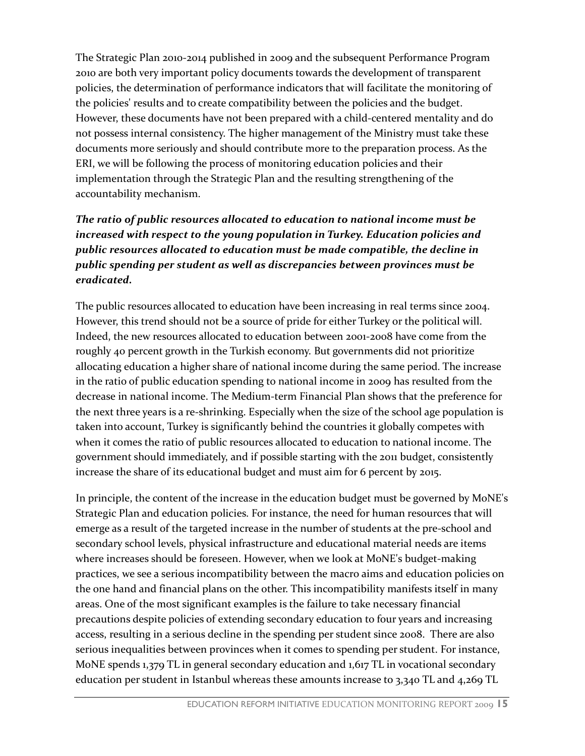The Strategic Plan 2010-2014 published in 2009 and the subsequent Performance Program 2010 are both very important policy documents towards the development of transparent policies, the determination of performance indicators that will facilitate the monitoring of the policies' results and to create compatibility between the policies and the budget. However, these documents have not been prepared with a child-centered mentality and do not possess internal consistency. The higher management of the Ministry must take these documents more seriously and should contribute more to the preparation process. As the ERI, we will be following the process of monitoring education policies and their implementation through the Strategic Plan and the resulting strengthening of the accountability mechanism.

***The ratio of public resources allocated to education to national income must be increased with respect to the young population in Turkey. Education policies and public resources allocated to education must be made compatible, the decline in public spending per student as well as discrepancies between provinces must be eradicated.***

The public resources allocated to education have been increasing in real terms since 2004. However, this trend should not be a source of pride for either Turkey or the political will. Indeed, the new resources allocated to education between 2001-2008 have come from the roughly 40 percent growth in the Turkish economy. But governments did not prioritize allocating education a higher share of national income during the same period. The increase in the ratio of public education spending to national income in 2009 has resulted from the decrease in national income. The Medium-term Financial Plan shows that the preference for the next three years is a re-shrinking. Especially when the size of the school age population is taken into account, Turkey is significantly behind the countries it globally competes with when it comes the ratio of public resources allocated to education to national income. The government should immediately, and if possible starting with the 2011 budget, consistently increase the share of its educational budget and must aim for 6 percent by 2015.

In principle, the content of the increase in the education budget must be governed by MoNE's Strategic Plan and education policies. For instance, the need for human resources that will emerge as a result of the targeted increase in the number of students at the pre-school and secondary school levels, physical infrastructure and educational material needs are items where increases should be foreseen. However, when we look at MoNE's budget-making practices, we see a serious incompatibility between the macro aims and education policies on the one hand and financial plans on the other. This incompatibility manifests itself in many areas. One of the most significant examples is the failure to take necessary financial precautions despite policies of extending secondary education to four years and increasing access, resulting in a serious decline in the spending per student since 2008. There are also serious inequalities between provinces when it comes to spending per student. For instance, MoNE spends 1,379 TL in general secondary education and 1,617 TL in vocational secondary education per student in Istanbul whereas these amounts increase to 3,340 TL and 4,269 TL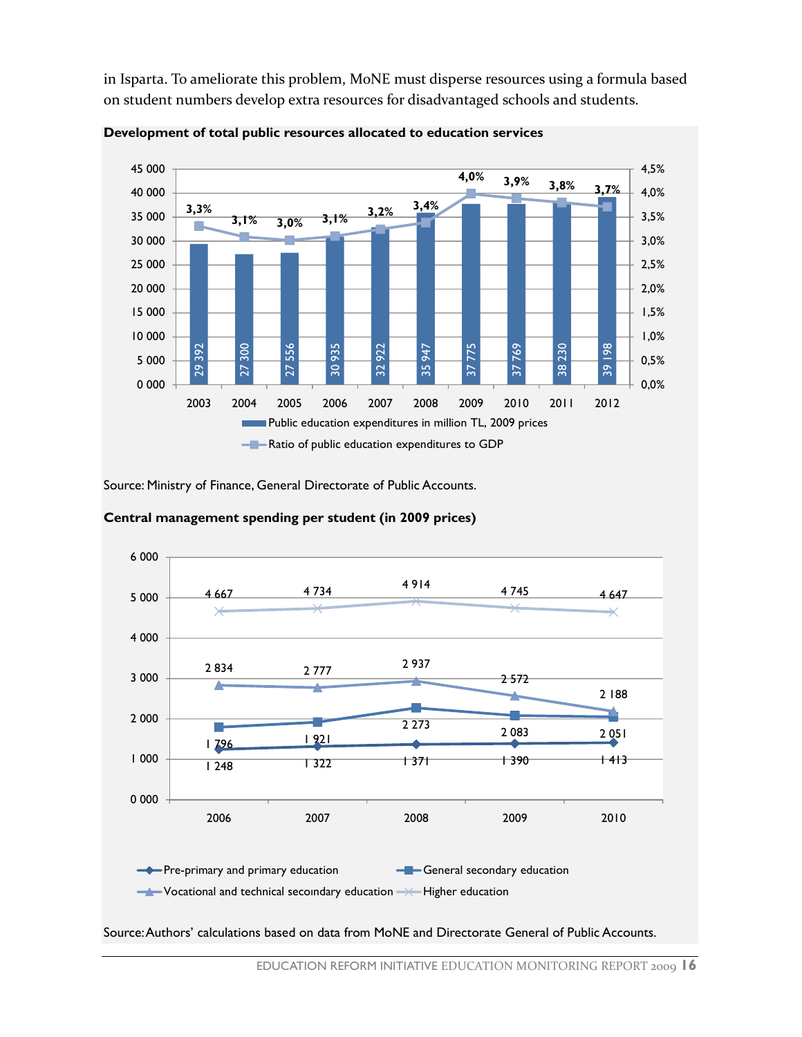in Isparta. To ameliorate this problem, MoNE must disperse resources using a formula based on student numbers develop extra resources for disadvantaged schools and students.

**Development of total public resources allocated to education services**

| Year | Public education expenditures in million TL, 2009 prices | Ratio of public education expenditures to GDP |
|---|---|---|
| 2003 | 29 392 | 3,3% |
| 2004 | 27 300 | 3,1% |
| 2005 | 27 556 | 3,0% |
| 2006 | 30 935 | 3,1% |
| 2007 | 32 922 | 3,2% |
| 2008 | 35 947 | 3,4% |
| 2009 | 37 775 | 4,0% |
| 2010 | 37 769 | 3,9% |
| 2011 | 38 230 | 3,8% |
| 2012 | 39 198 | 3,7% |

Source: Ministry of Finance, General Directorate of Public Accounts.

**Central management spending per student (in 2009 prices)**

| | 2006 | 2007 | 2008 | 2009 | 2010 |
|---|---|---|---|---|---|
| Pre-primary and primary education | 1 248 | 1 322 | 1 371 | 1 390 | 1 413 |
| General secondary education | 1 796 | 1 921 | 2 273 | 2 083 | 2 051 |
| Vocational and technical secondary education | 2 834 | 2 777 | 2 937 | 2 572 | 2 188 |
| Higher education | 4 667 | 4 734 | 4 914 | 4 745 | 4 647 |

Source: Authors' calculations based on data from MoNE and Directorate General of Public Accounts.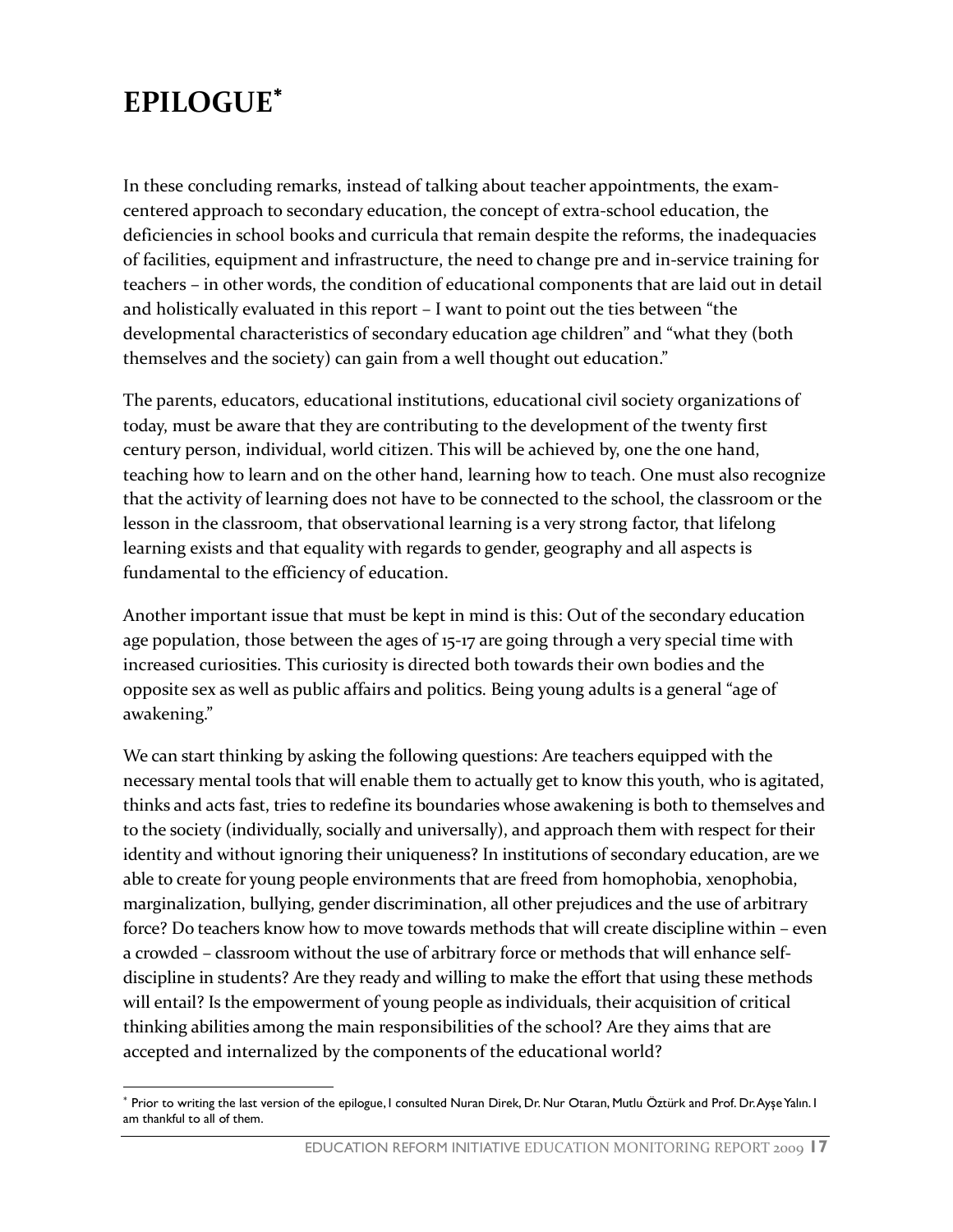# EPILOGUE*

In these concluding remarks, instead of talking about teacher appointments, the exam-centered approach to secondary education, the concept of extra-school education, the deficiencies in school books and curricula that remain despite the reforms, the inadequacies of facilities, equipment and infrastructure, the need to change pre and in-service training for teachers – in other words, the condition of educational components that are laid out in detail and holistically evaluated in this report – I want to point out the ties between "the developmental characteristics of secondary education age children" and "what they (both themselves and the society) can gain from a well thought out education."

The parents, educators, educational institutions, educational civil society organizations of today, must be aware that they are contributing to the development of the twenty first century person, individual, world citizen. This will be achieved by, one the one hand, teaching how to learn and on the other hand, learning how to teach. One must also recognize that the activity of learning does not have to be connected to the school, the classroom or the lesson in the classroom, that observational learning is a very strong factor, that lifelong learning exists and that equality with regards to gender, geography and all aspects is fundamental to the efficiency of education.

Another important issue that must be kept in mind is this: Out of the secondary education age population, those between the ages of 15-17 are going through a very special time with increased curiosities. This curiosity is directed both towards their own bodies and the opposite sex as well as public affairs and politics. Being young adults is a general "age of awakening."

We can start thinking by asking the following questions: Are teachers equipped with the necessary mental tools that will enable them to actually get to know this youth, who is agitated, thinks and acts fast, tries to redefine its boundaries whose awakening is both to themselves and to the society (individually, socially and universally), and approach them with respect for their identity and without ignoring their uniqueness? In institutions of secondary education, are we able to create for young people environments that are freed from homophobia, xenophobia, marginalization, bullying, gender discrimination, all other prejudices and the use of arbitrary force? Do teachers know how to move towards methods that will create discipline within – even a crowded – classroom without the use of arbitrary force or methods that will enhance self-discipline in students? Are they ready and willing to make the effort that using these methods will entail? Is the empowerment of young people as individuals, their acquisition of critical thinking abilities among the main responsibilities of the school? Are they aims that are accepted and internalized by the components of the educational world?

---

* Prior to writing the last version of the epilogue, I consulted Nuran Direk, Dr. Nur Otaran, Mutlu Öztürk and Prof. Dr. Ayşe Yalın. I am thankful to all of them.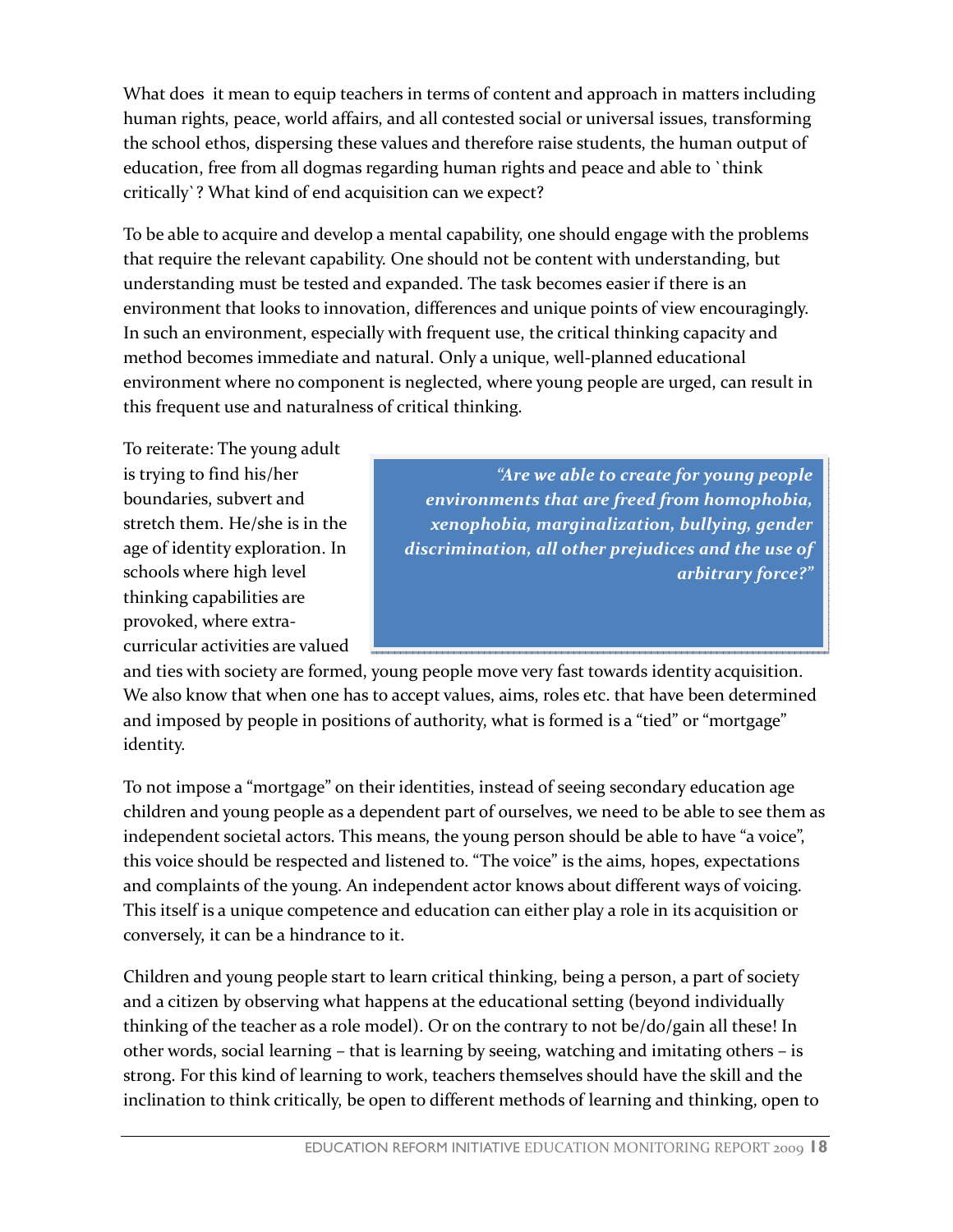What does it mean to equip teachers in terms of content and approach in matters including human rights, peace, world affairs, and all contested social or universal issues, transforming the school ethos, dispersing these values and therefore raise students, the human output of education, free from all dogmas regarding human rights and peace and able to `think critically`? What kind of end acquisition can we expect?

To be able to acquire and develop a mental capability, one should engage with the problems that require the relevant capability. One should not be content with understanding, but understanding must be tested and expanded. The task becomes easier if there is an environment that looks to innovation, differences and unique points of view encouragingly. In such an environment, especially with frequent use, the critical thinking capacity and method becomes immediate and natural. Only a unique, well-planned educational environment where no component is neglected, where young people are urged, can result in this frequent use and naturalness of critical thinking.

> ***"Are we able to create for young people environments that are freed from homophobia, xenophobia, marginalization, bullying, gender discrimination, all other prejudices and the use of arbitrary force?"***

To reiterate: The young adult is trying to find his/her boundaries, subvert and stretch them. He/she is in the age of identity exploration. In schools where high level thinking capabilities are provoked, where extra-curricular activities are valued and ties with society are formed, young people move very fast towards identity acquisition. We also know that when one has to accept values, aims, roles etc. that have been determined and imposed by people in positions of authority, what is formed is a "tied" or "mortgage" identity.

To not impose a "mortgage" on their identities, instead of seeing secondary education age children and young people as a dependent part of ourselves, we need to be able to see them as independent societal actors. This means, the young person should be able to have "a voice", this voice should be respected and listened to. "The voice" is the aims, hopes, expectations and complaints of the young. An independent actor knows about different ways of voicing. This itself is a unique competence and education can either play a role in its acquisition or conversely, it can be a hindrance to it.

Children and young people start to learn critical thinking, being a person, a part of society and a citizen by observing what happens at the educational setting (beyond individually thinking of the teacher as a role model). Or on the contrary to not be/do/gain all these! In other words, social learning – that is learning by seeing, watching and imitating others – is strong. For this kind of learning to work, teachers themselves should have the skill and the inclination to think critically, be open to different methods of learning and thinking, open to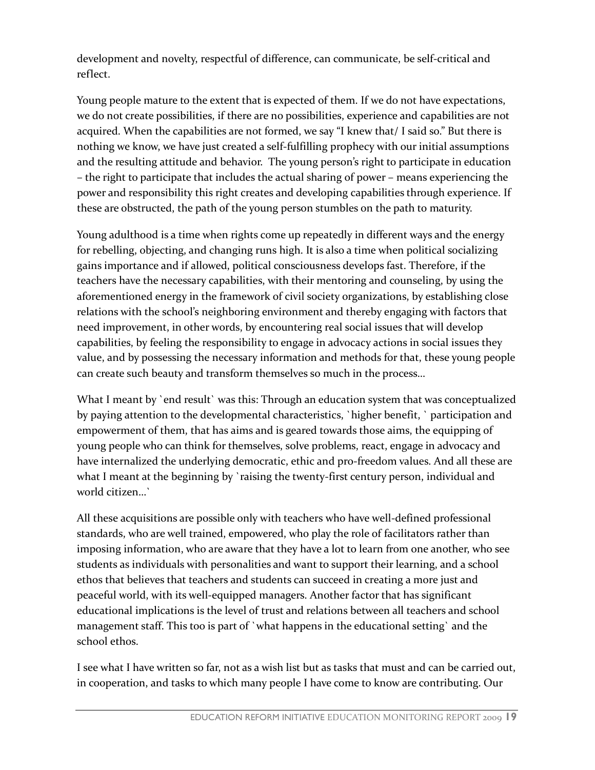development and novelty, respectful of difference, can communicate, be self-critical and reflect.

Young people mature to the extent that is expected of them. If we do not have expectations, we do not create possibilities, if there are no possibilities, experience and capabilities are not acquired. When the capabilities are not formed, we say "I knew that/ I said so." But there is nothing we know, we have just created a self-fulfilling prophecy with our initial assumptions and the resulting attitude and behavior. The young person's right to participate in education – the right to participate that includes the actual sharing of power – means experiencing the power and responsibility this right creates and developing capabilities through experience. If these are obstructed, the path of the young person stumbles on the path to maturity.

Young adulthood is a time when rights come up repeatedly in different ways and the energy for rebelling, objecting, and changing runs high. It is also a time when political socializing gains importance and if allowed, political consciousness develops fast. Therefore, if the teachers have the necessary capabilities, with their mentoring and counseling, by using the aforementioned energy in the framework of civil society organizations, by establishing close relations with the school's neighboring environment and thereby engaging with factors that need improvement, in other words, by encountering real social issues that will develop capabilities, by feeling the responsibility to engage in advocacy actions in social issues they value, and by possessing the necessary information and methods for that, these young people can create such beauty and transform themselves so much in the process...

What I meant by `end result` was this: Through an education system that was conceptualized by paying attention to the developmental characteristics, `higher benefit, ` participation and empowerment of them, that has aims and is geared towards those aims, the equipping of young people who can think for themselves, solve problems, react, engage in advocacy and have internalized the underlying democratic, ethic and pro-freedom values. And all these are what I meant at the beginning by `raising the twenty-first century person, individual and world citizen...`

All these acquisitions are possible only with teachers who have well-defined professional standards, who are well trained, empowered, who play the role of facilitators rather than imposing information, who are aware that they have a lot to learn from one another, who see students as individuals with personalities and want to support their learning, and a school ethos that believes that teachers and students can succeed in creating a more just and peaceful world, with its well-equipped managers. Another factor that has significant educational implications is the level of trust and relations between all teachers and school management staff. This too is part of `what happens in the educational setting` and the school ethos.

I see what I have written so far, not as a wish list but as tasks that must and can be carried out, in cooperation, and tasks to which many people I have come to know are contributing. Our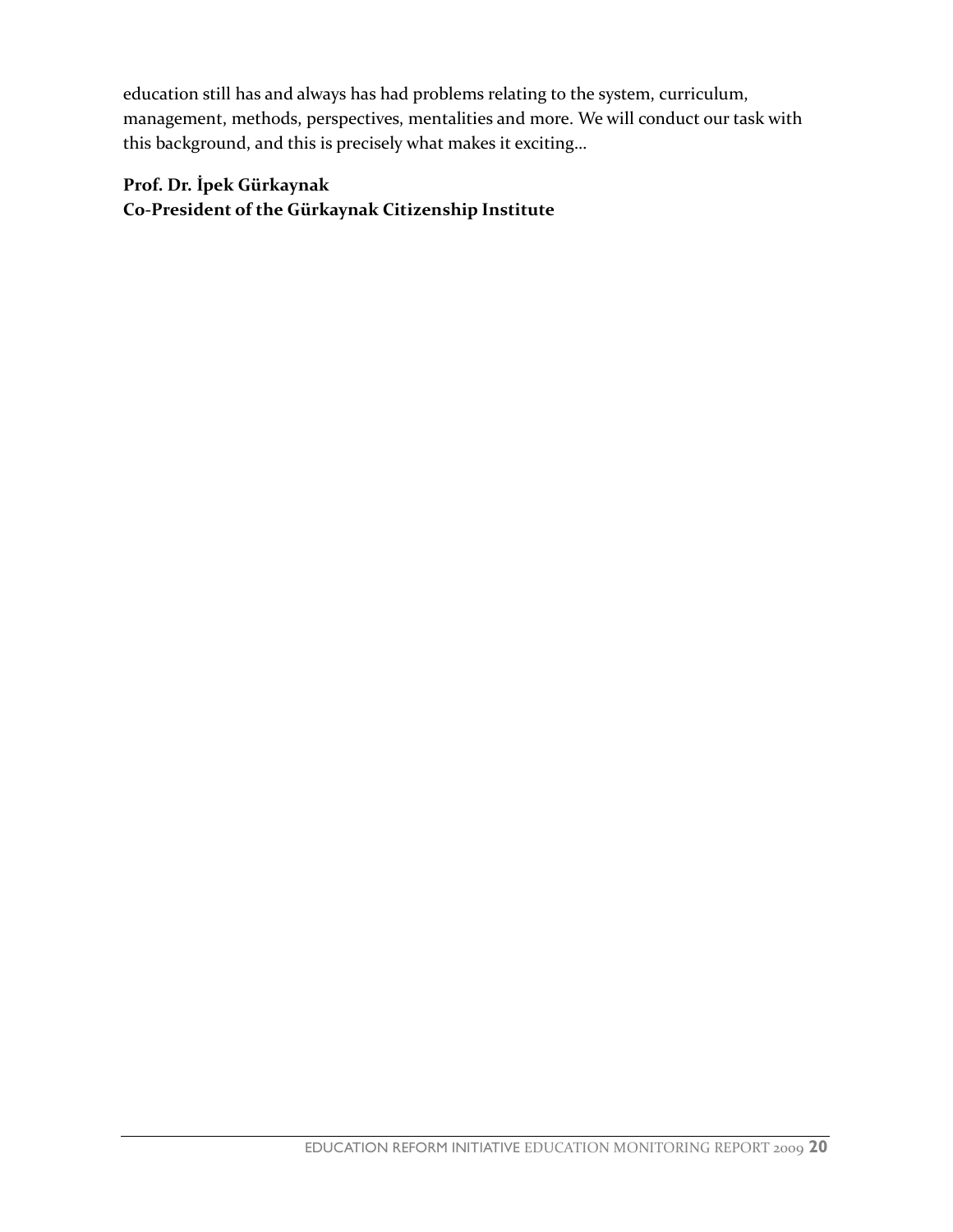education still has and always has had problems relating to the system, curriculum, management, methods, perspectives, mentalities and more. We will conduct our task with this background, and this is precisely what makes it exciting…

**Prof. Dr. İpek Gürkaynak**
**Co-President of the Gürkaynak Citizenship Institute**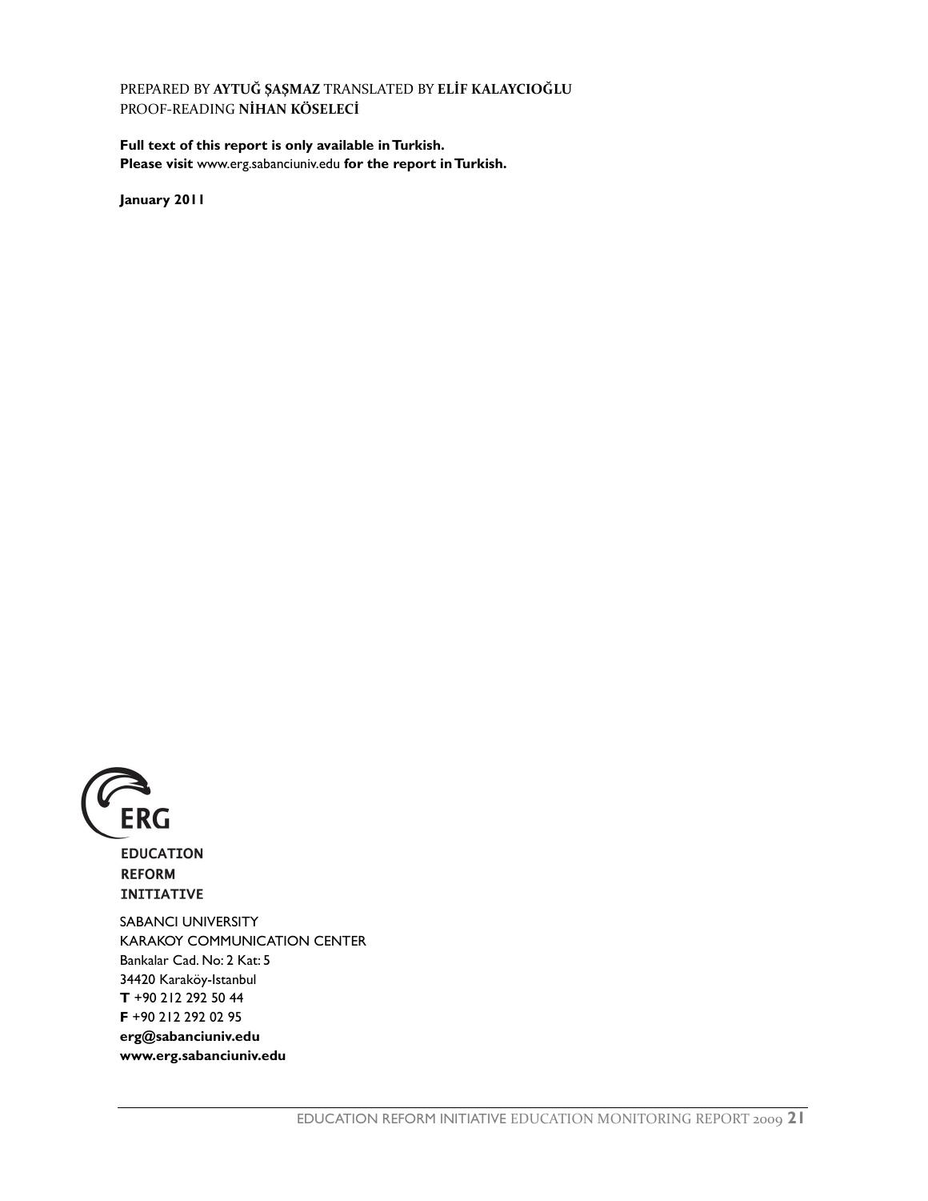PREPARED BY **AYTUĞ ŞAŞMAZ** TRANSLATED BY **ELİF KALAYCIOĞLU**
PROOF-READING **NİHAN KÖSELECİ**

**Full text of this report is only available in Turkish.**
**Please visit** www.erg.sabanciuniv.edu **for the report in Turkish.**

**January 2011**

**ERG**

**EDUCATION**
**REFORM**
**INITIATIVE**

SABANCI UNIVERSITY
KARAKOY COMMUNICATION CENTER
Bankalar Cad. No: 2 Kat: 5
34420 Karaköy-Istanbul
**T** +90 212 292 50 44
**F** +90 212 292 02 95
**erg@sabanciuniv.edu**
**www.erg.sabanciuniv.edu**